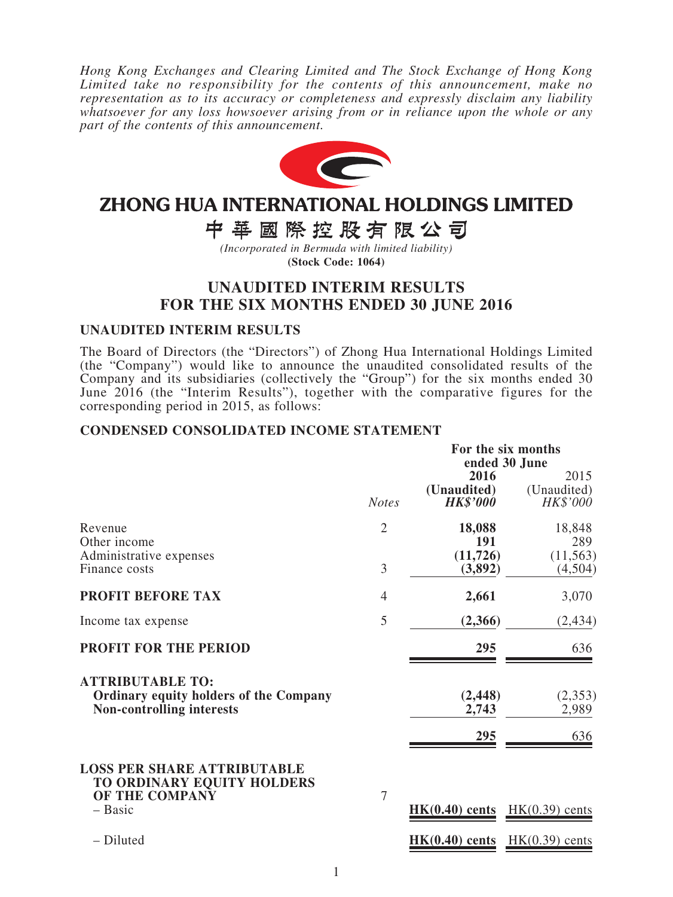*Hong Kong Exchanges and Clearing Limited and The Stock Exchange of Hong Kong Limited take no responsibility for the contents of this announcement, make no representation as to its accuracy or completeness and expressly disclaim any liability whatsoever for any loss howsoever arising from or in reliance upon the whole or any part of the contents of this announcement.*

# ZHONG HUA INTERNATIONAL HOLDINGS LIMITED

# 中華國際控股有限公司

*(Incorporated in Bermuda with limited liability)*

**(Stock Code: 1064)**

## UNAUDITED INTERIM RESULTS FOR THE SIX MONTHS ENDED 30 JUNE 2016

### UNAUDITED INTERIM RESULTS

The Board of Directors (the "Directors") of Zhong Hua International Holdings Limited (the "Company") would like to announce the unaudited consolidated results of the Company and its subsidiaries (collectively the "Group") for the six months ended 30 June 2016 (the "Interim Results"), together with the comparative figures for the corresponding period in 2015, as follows:

### CONDENSED CONSOLIDATED INCOME STATEMENT

| | | **For the six months ended 30 June** | |
|---|---|---|---|
| | | **2016** | 2015 |
| | | **(Unaudited)** | (Unaudited) |
| | *Notes* | ***HK$'000*** | *HK$'000* |
| Revenue | 2 | **18,088** | 18,848 |
| Other income | | **191** | 289 |
| Administrative expenses | | **(11,726)** | (11,563) |
| Finance costs | 3 | **(3,892)** | (4,504) |
| **PROFIT BEFORE TAX** | 4 | **2,661** | 3,070 |
| Income tax expense | 5 | **(2,366)** | (2,434) |
| **PROFIT FOR THE PERIOD** | | **295** | 636 |
| **ATTRIBUTABLE TO:** | | | |
| **Ordinary equity holders of the Company** | | **(2,448)** | (2,353) |
| **Non-controlling interests** | | **2,743** | 2,989 |
| | | **295** | 636 |
| **LOSS PER SHARE ATTRIBUTABLE TO ORDINARY EQUITY HOLDERS OF THE COMPANY** | 7 | | |
| – Basic | | **HK(0.40) cents** | HK(0.39) cents |
| – Diluted | | **HK(0.40) cents** | HK(0.39) cents |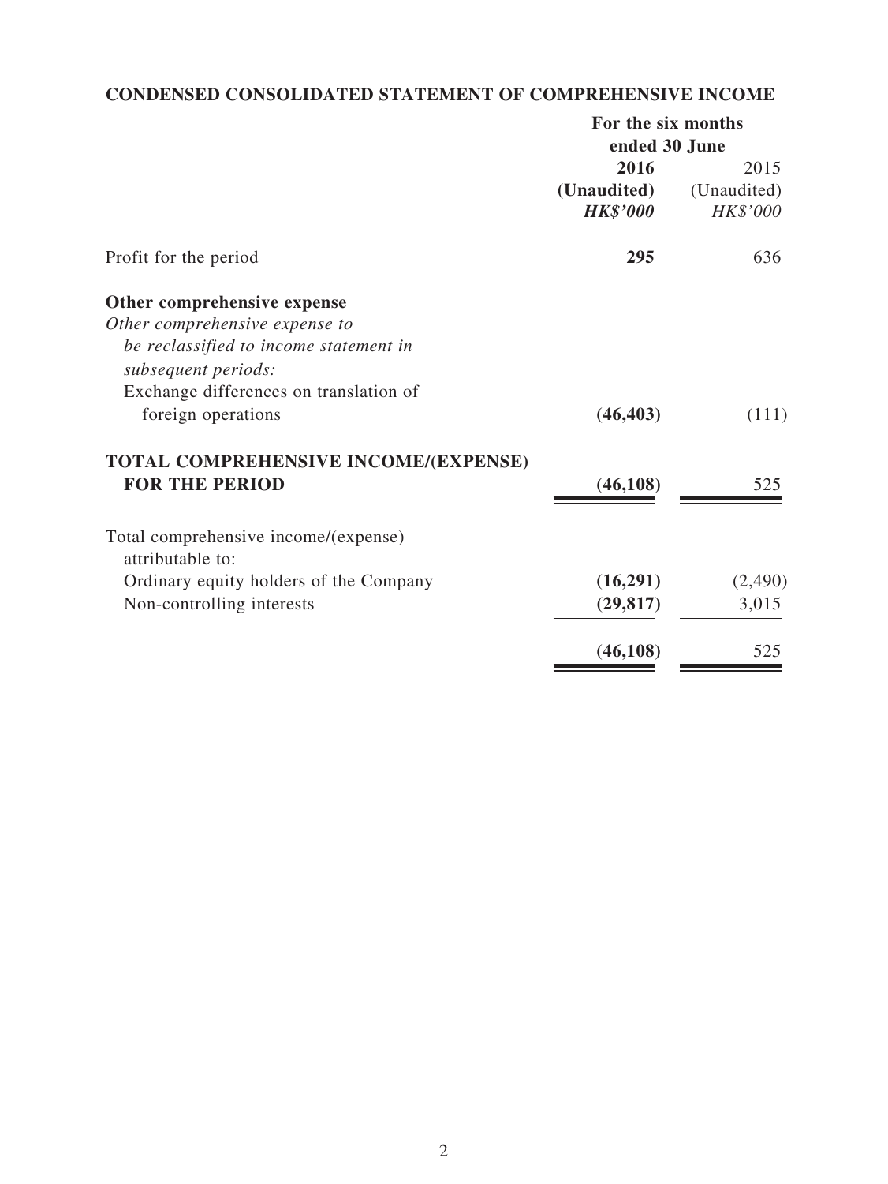## CONDENSED CONSOLIDATED STATEMENT OF COMPREHENSIVE INCOME

| | For the six months ended 30 June | |
|---|---|---|
| | **2016** | 2015 |
| | **(Unaudited)** | (Unaudited) |
| | ***HK$'000*** | *HK$'000* |
| Profit for the period | **295** | 636 |
| **Other comprehensive expense** | | |
| *Other comprehensive expense to be reclassified to income statement in subsequent periods:* | | |
| Exchange differences on translation of foreign operations | **(46,403)** | (111) |
| **TOTAL COMPREHENSIVE INCOME/(EXPENSE) FOR THE PERIOD** | **(46,108)** | 525 |
| Total comprehensive income/(expense) attributable to: | | |
| Ordinary equity holders of the Company | **(16,291)** | (2,490) |
| Non-controlling interests | **(29,817)** | 3,015 |
| | **(46,108)** | 525 |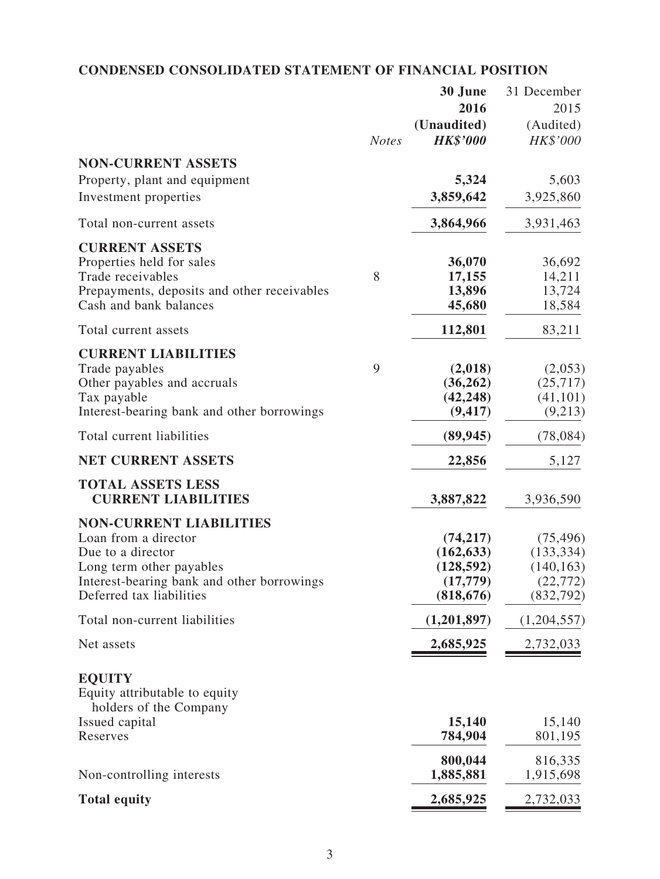## CONDENSED CONSOLIDATED STATEMENT OF FINANCIAL POSITION

| | Notes | 30 June 2016 (Unaudited) HK$'000 | 31 December 2015 (Audited) HK$'000 |
|---|---|---|---|
| **NON-CURRENT ASSETS** | | | |
| Property, plant and equipment | | **5,324** | 5,603 |
| Investment properties | | **3,859,642** | 3,925,860 |
| Total non-current assets | | **3,864,966** | 3,931,463 |
| **CURRENT ASSETS** | | | |
| Properties held for sales | | **36,070** | 36,692 |
| Trade receivables | 8 | **17,155** | 14,211 |
| Prepayments, deposits and other receivables | | **13,896** | 13,724 |
| Cash and bank balances | | **45,680** | 18,584 |
| Total current assets | | **112,801** | 83,211 |
| **CURRENT LIABILITIES** | | | |
| Trade payables | 9 | **(2,018)** | (2,053) |
| Other payables and accruals | | **(36,262)** | (25,717) |
| Tax payable | | **(42,248)** | (41,101) |
| Interest-bearing bank and other borrowings | | **(9,417)** | (9,213) |
| Total current liabilities | | **(89,945)** | (78,084) |
| **NET CURRENT ASSETS** | | **22,856** | 5,127 |
| **TOTAL ASSETS LESS CURRENT LIABILITIES** | | **3,887,822** | 3,936,590 |
| **NON-CURRENT LIABILITIES** | | | |
| Loan from a director | | **(74,217)** | (75,496) |
| Due to a director | | **(162,633)** | (133,334) |
| Long term other payables | | **(128,592)** | (140,163) |
| Interest-bearing bank and other borrowings | | **(17,779)** | (22,772) |
| Deferred tax liabilities | | **(818,676)** | (832,792) |
| Total non-current liabilities | | **(1,201,897)** | (1,204,557) |
| Net assets | | **2,685,925** | 2,732,033 |
| **EQUITY** | | | |
| Equity attributable to equity holders of the Company | | | |
| Issued capital | | **15,140** | 15,140 |
| Reserves | | **784,904** | 801,195 |
| | | **800,044** | 816,335 |
| Non-controlling interests | | **1,885,881** | 1,915,698 |
| **Total equity** | | **2,685,925** | 2,732,033 |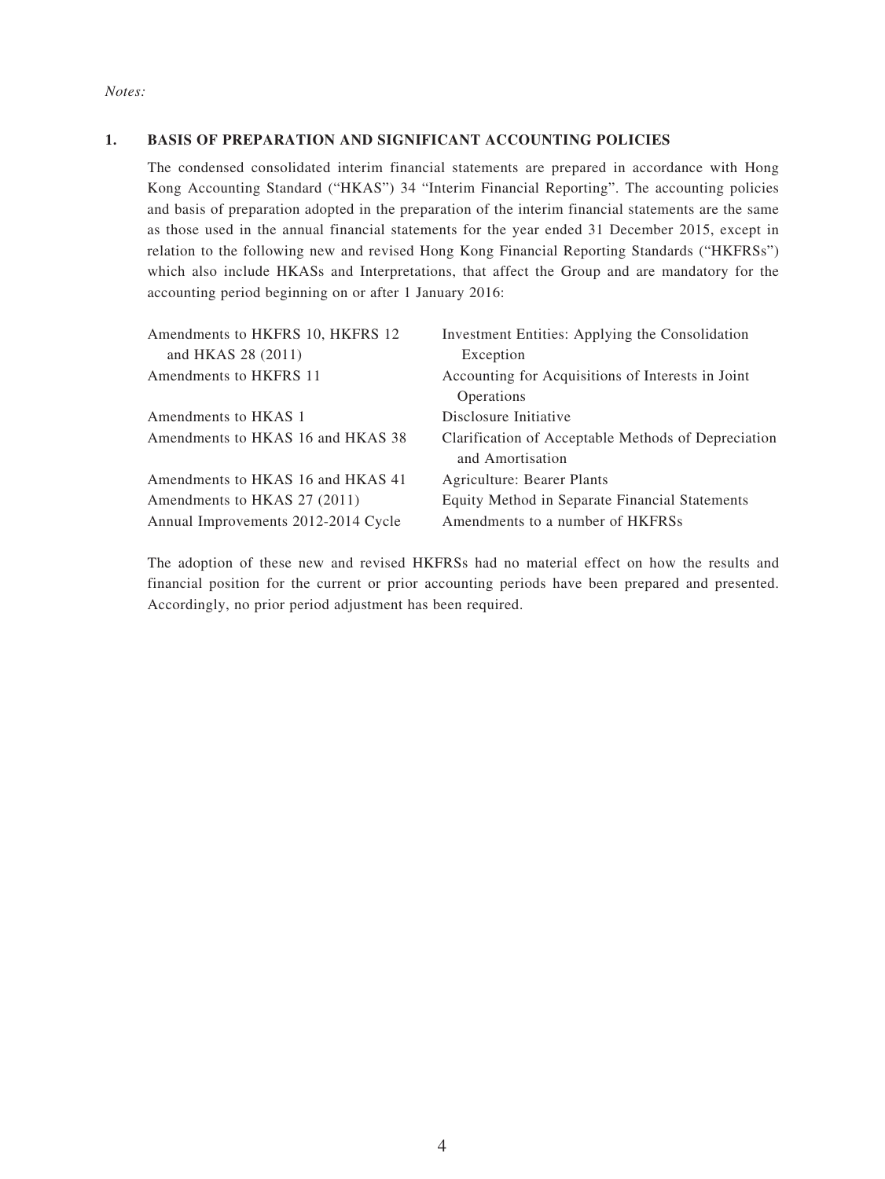*Notes:*

## 1. BASIS OF PREPARATION AND SIGNIFICANT ACCOUNTING POLICIES

The condensed consolidated interim financial statements are prepared in accordance with Hong Kong Accounting Standard ("HKAS") 34 "Interim Financial Reporting". The accounting policies and basis of preparation adopted in the preparation of the interim financial statements are the same as those used in the annual financial statements for the year ended 31 December 2015, except in relation to the following new and revised Hong Kong Financial Reporting Standards ("HKFRSs") which also include HKASs and Interpretations, that affect the Group and are mandatory for the accounting period beginning on or after 1 January 2016:

| | |
|---|---|
| Amendments to HKFRS 10, HKFRS 12 and HKAS 28 (2011) | Investment Entities: Applying the Consolidation Exception |
| Amendments to HKFRS 11 | Accounting for Acquisitions of Interests in Joint Operations |
| Amendments to HKAS 1 | Disclosure Initiative |
| Amendments to HKAS 16 and HKAS 38 | Clarification of Acceptable Methods of Depreciation and Amortisation |
| Amendments to HKAS 16 and HKAS 41 | Agriculture: Bearer Plants |
| Amendments to HKAS 27 (2011) | Equity Method in Separate Financial Statements |
| Annual Improvements 2012-2014 Cycle | Amendments to a number of HKFRSs |

The adoption of these new and revised HKFRSs had no material effect on how the results and financial position for the current or prior accounting periods have been prepared and presented. Accordingly, no prior period adjustment has been required.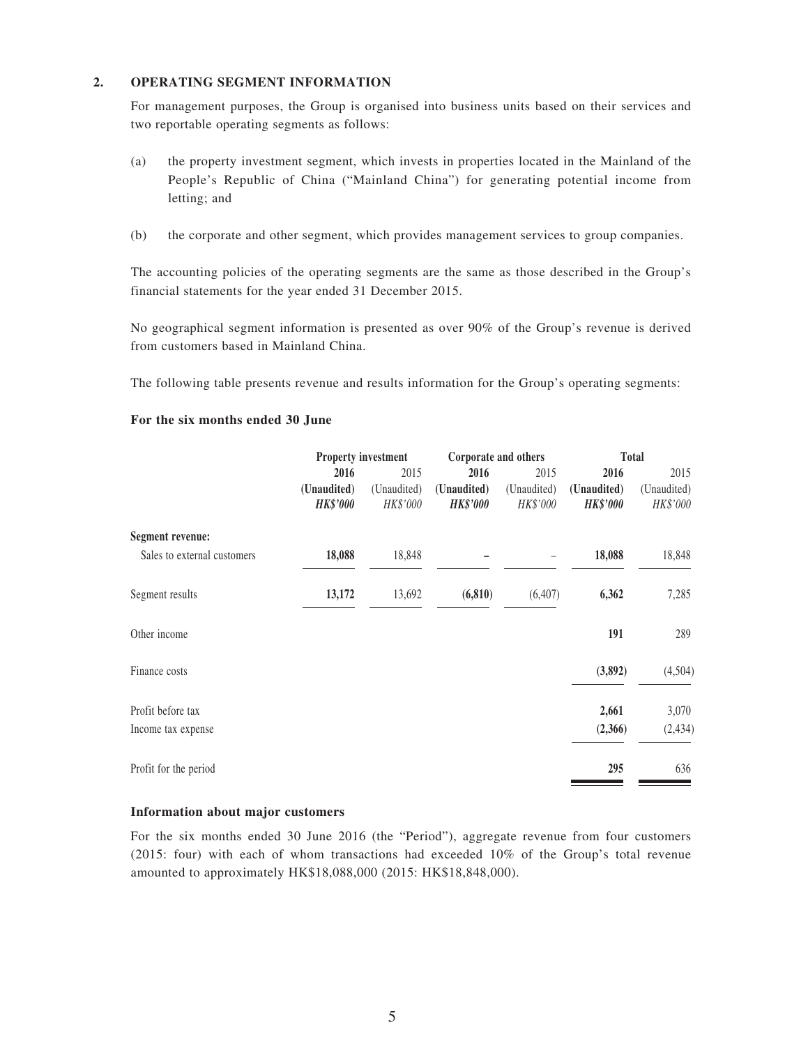## 2. OPERATING SEGMENT INFORMATION

For management purposes, the Group is organised into business units based on their services and two reportable operating segments as follows:

(a) the property investment segment, which invests in properties located in the Mainland of the People's Republic of China ("Mainland China") for generating potential income from letting; and

(b) the corporate and other segment, which provides management services to group companies.

The accounting policies of the operating segments are the same as those described in the Group's financial statements for the year ended 31 December 2015.

No geographical segment information is presented as over 90% of the Group's revenue is derived from customers based in Mainland China.

The following table presents revenue and results information for the Group's operating segments:

**For the six months ended 30 June**

| | **Property investment** | | **Corporate and others** | | **Total** | |
|---|---|---|---|---|---|---|
| | **2016** | 2015 | **2016** | 2015 | **2016** | 2015 |
| | **(Unaudited)** | (Unaudited) | **(Unaudited)** | (Unaudited) | **(Unaudited)** | (Unaudited) |
| | ***HK$'000*** | *HK$'000* | ***HK$'000*** | *HK$'000* | ***HK$'000*** | *HK$'000* |
| **Segment revenue:** | | | | | | |
| Sales to external customers | **18,088** | 18,848 | **–** | – | **18,088** | 18,848 |
| Segment results | **13,172** | 13,692 | **(6,810)** | (6,407) | **6,362** | 7,285 |
| Other income | | | | | **191** | 289 |
| Finance costs | | | | | **(3,892)** | (4,504) |
| Profit before tax | | | | | **2,661** | 3,070 |
| Income tax expense | | | | | **(2,366)** | (2,434) |
| Profit for the period | | | | | **295** | 636 |

**Information about major customers**

For the six months ended 30 June 2016 (the "Period"), aggregate revenue from four customers (2015: four) with each of whom transactions had exceeded 10% of the Group's total revenue amounted to approximately HK$18,088,000 (2015: HK$18,848,000).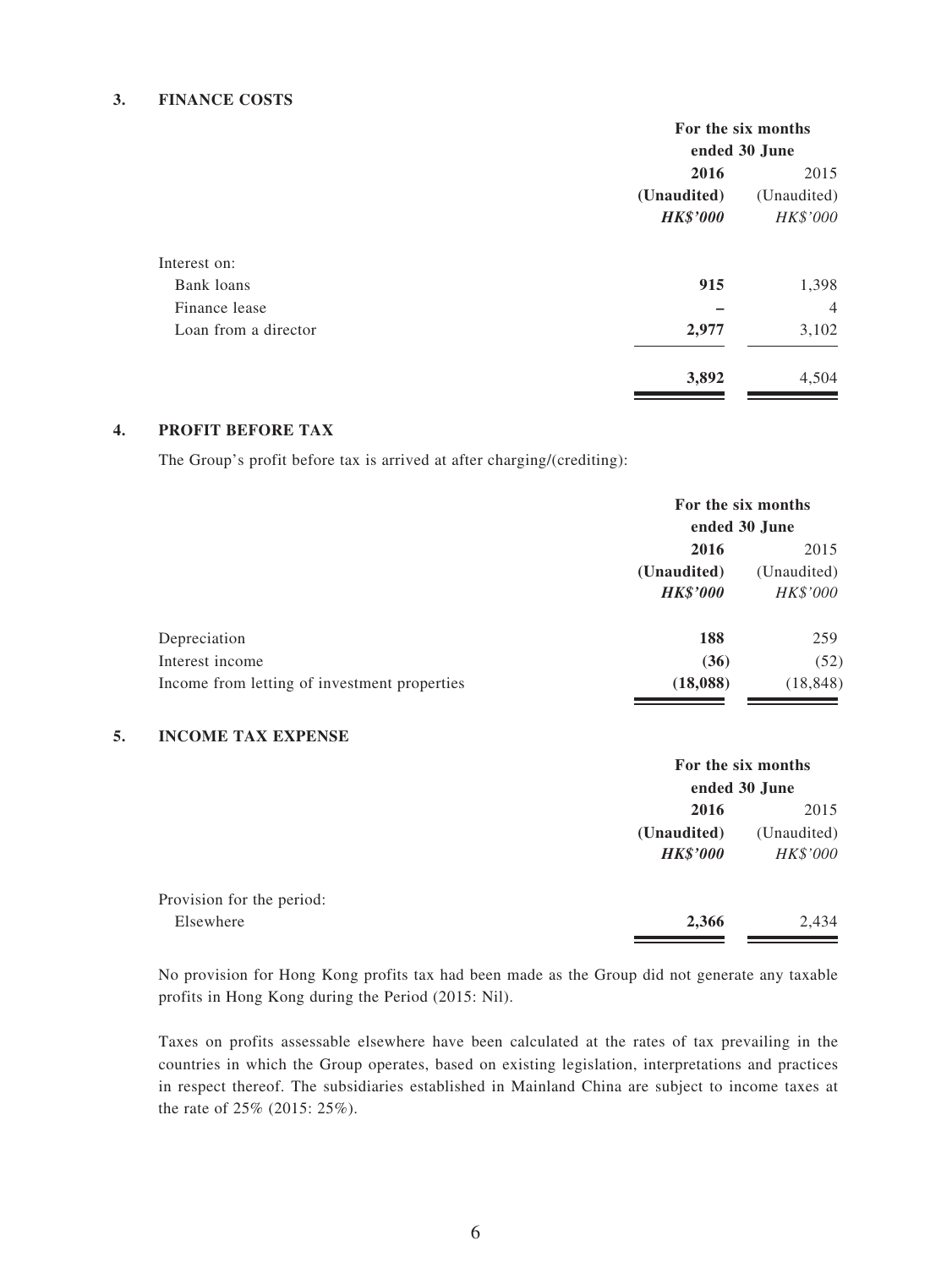### 3. FINANCE COSTS

| | For the six months ended 30 June | |
|---|---|---|
| | **2016** | 2015 |
| | **(Unaudited)** | (Unaudited) |
| | ***HK$'000*** | *HK$'000* |
| Interest on: | | |
| Bank loans | **915** | 1,398 |
| Finance lease | **–** | 4 |
| Loan from a director | **2,977** | 3,102 |
| | **3,892** | 4,504 |

### 4. PROFIT BEFORE TAX

The Group's profit before tax is arrived at after charging/(crediting):

| | For the six months ended 30 June | |
|---|---|---|
| | **2016** | 2015 |
| | **(Unaudited)** | (Unaudited) |
| | ***HK$'000*** | *HK$'000* |
| Depreciation | **188** | 259 |
| Interest income | **(36)** | (52) |
| Income from letting of investment properties | **(18,088)** | (18,848) |

### 5. INCOME TAX EXPENSE

| | For the six months ended 30 June | |
|---|---|---|
| | **2016** | 2015 |
| | **(Unaudited)** | (Unaudited) |
| | ***HK$'000*** | *HK$'000* |
| Provision for the period: | | |
| Elsewhere | **2,366** | 2,434 |

No provision for Hong Kong profits tax had been made as the Group did not generate any taxable profits in Hong Kong during the Period (2015: Nil).

Taxes on profits assessable elsewhere have been calculated at the rates of tax prevailing in the countries in which the Group operates, based on existing legislation, interpretations and practices in respect thereof. The subsidiaries established in Mainland China are subject to income taxes at the rate of 25% (2015: 25%).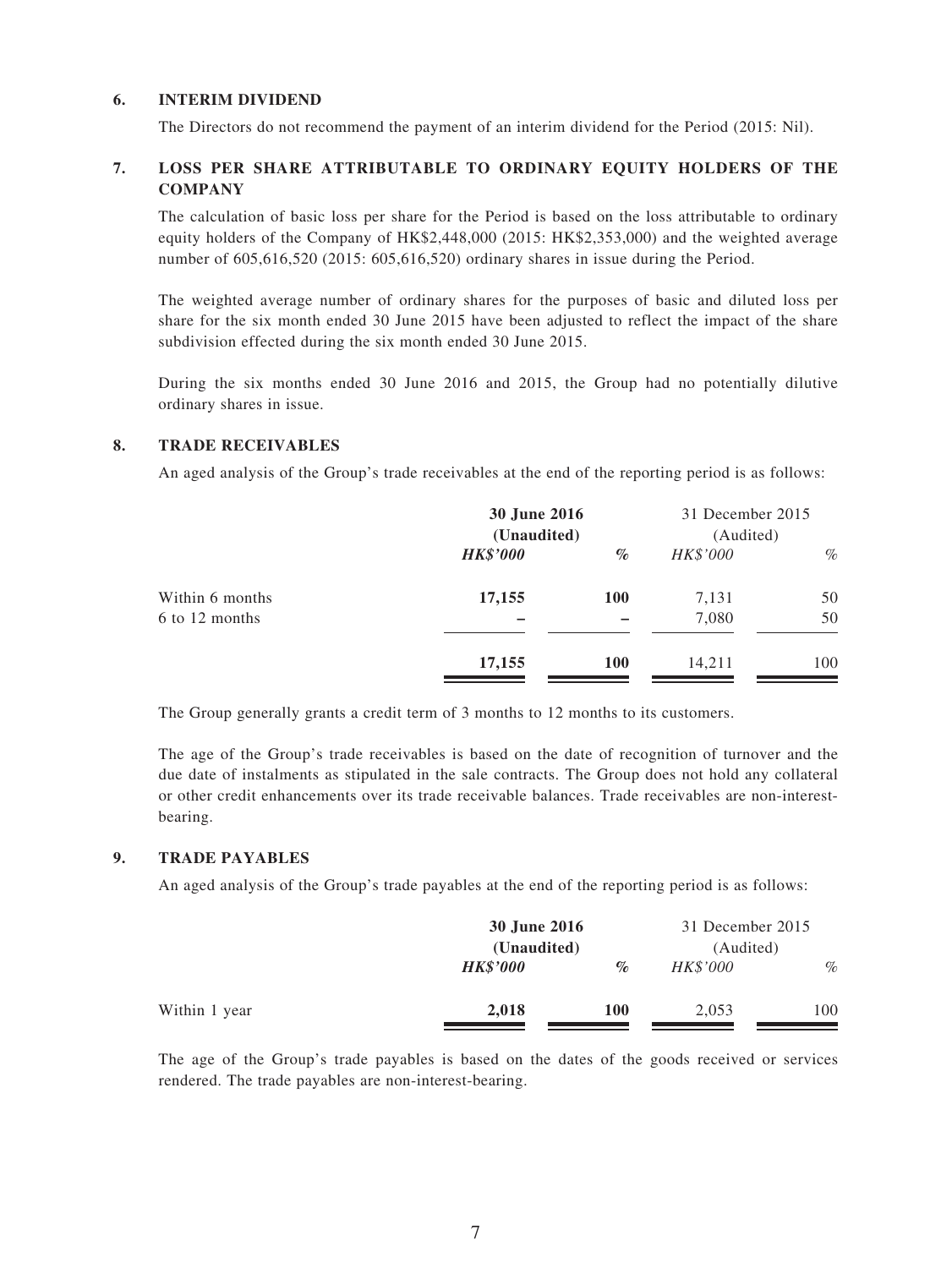### 6. INTERIM DIVIDEND

The Directors do not recommend the payment of an interim dividend for the Period (2015: Nil).

### 7. LOSS PER SHARE ATTRIBUTABLE TO ORDINARY EQUITY HOLDERS OF THE COMPANY

The calculation of basic loss per share for the Period is based on the loss attributable to ordinary equity holders of the Company of HK$2,448,000 (2015: HK$2,353,000) and the weighted average number of 605,616,520 (2015: 605,616,520) ordinary shares in issue during the Period.

The weighted average number of ordinary shares for the purposes of basic and diluted loss per share for the six month ended 30 June 2015 have been adjusted to reflect the impact of the share subdivision effected during the six month ended 30 June 2015.

During the six months ended 30 June 2016 and 2015, the Group had no potentially dilutive ordinary shares in issue.

### 8. TRADE RECEIVABLES

An aged analysis of the Group's trade receivables at the end of the reporting period is as follows:

| | **30 June 2016 (Unaudited)** | | 31 December 2015 (Audited) | |
|---|---|---|---|---|
| | ***HK$'000*** | ***%*** | *HK$'000* | *%* |
| Within 6 months | **17,155** | **100** | 7,131 | 50 |
| 6 to 12 months | **–** | **–** | 7,080 | 50 |
| | **17,155** | **100** | 14,211 | 100 |

The Group generally grants a credit term of 3 months to 12 months to its customers.

The age of the Group's trade receivables is based on the date of recognition of turnover and the due date of instalments as stipulated in the sale contracts. The Group does not hold any collateral or other credit enhancements over its trade receivable balances. Trade receivables are non-interest-bearing.

### 9. TRADE PAYABLES

An aged analysis of the Group's trade payables at the end of the reporting period is as follows:

| | **30 June 2016 (Unaudited)** | | 31 December 2015 (Audited) | |
|---|---|---|---|---|
| | ***HK$'000*** | ***%*** | *HK$'000* | *%* |
| Within 1 year | **2,018** | **100** | 2,053 | 100 |

The age of the Group's trade payables is based on the dates of the goods received or services rendered. The trade payables are non-interest-bearing.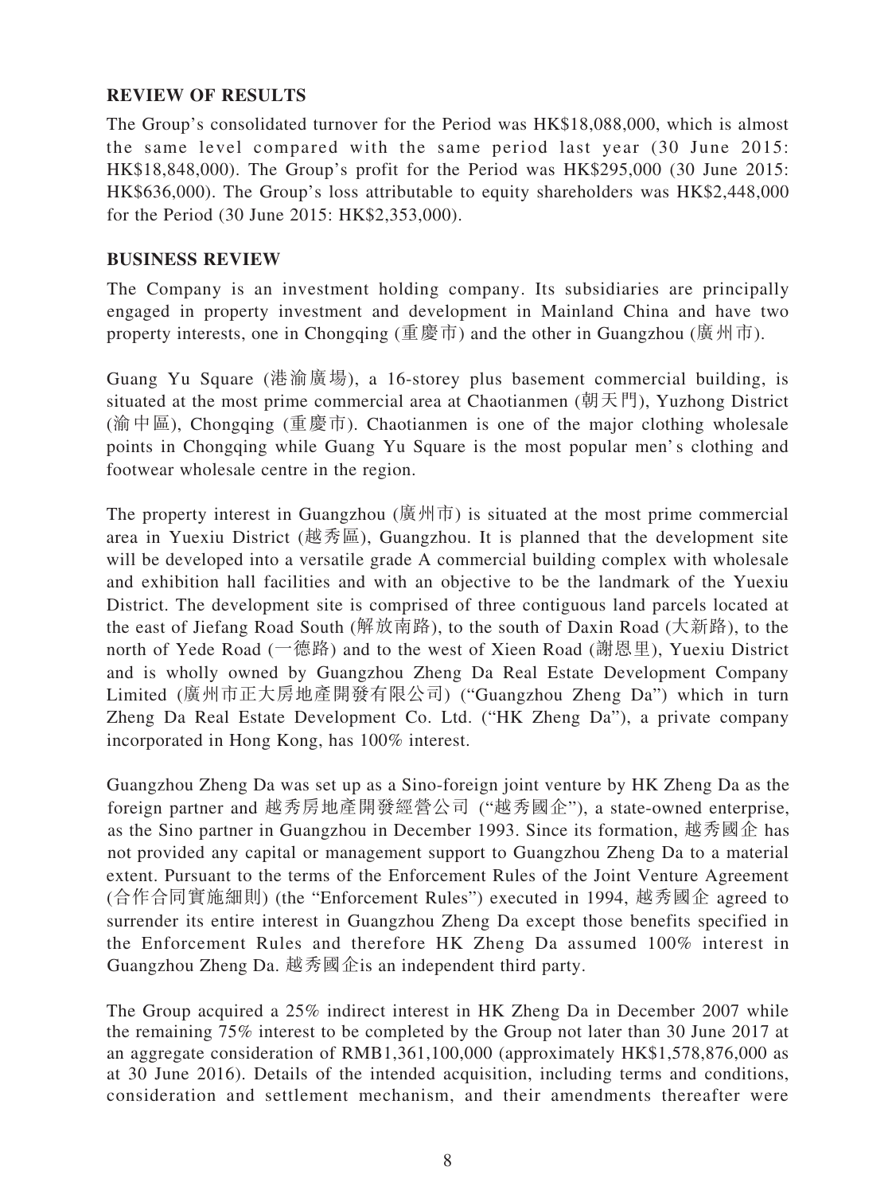## REVIEW OF RESULTS

The Group's consolidated turnover for the Period was HK$18,088,000, which is almost the same level compared with the same period last year (30 June 2015: HK$18,848,000). The Group's profit for the Period was HK$295,000 (30 June 2015: HK$636,000). The Group's loss attributable to equity shareholders was HK$2,448,000 for the Period (30 June 2015: HK$2,353,000).

## BUSINESS REVIEW

The Company is an investment holding company. Its subsidiaries are principally engaged in property investment and development in Mainland China and have two property interests, one in Chongqing (重慶市) and the other in Guangzhou (廣州市).

Guang Yu Square (港渝廣場), a 16-storey plus basement commercial building, is situated at the most prime commercial area at Chaotianmen (朝天門), Yuzhong District (渝中區), Chongqing (重慶市). Chaotianmen is one of the major clothing wholesale points in Chongqing while Guang Yu Square is the most popular men's clothing and footwear wholesale centre in the region.

The property interest in Guangzhou (廣州市) is situated at the most prime commercial area in Yuexiu District (越秀區), Guangzhou. It is planned that the development site will be developed into a versatile grade A commercial building complex with wholesale and exhibition hall facilities and with an objective to be the landmark of the Yuexiu District. The development site is comprised of three contiguous land parcels located at the east of Jiefang Road South (解放南路), to the south of Daxin Road (大新路), to the north of Yede Road (一德路) and to the west of Xieen Road (謝恩里), Yuexiu District and is wholly owned by Guangzhou Zheng Da Real Estate Development Company Limited (廣州市正大房地產開發有限公司) ("Guangzhou Zheng Da") which in turn Zheng Da Real Estate Development Co. Ltd. ("HK Zheng Da"), a private company incorporated in Hong Kong, has 100% interest.

Guangzhou Zheng Da was set up as a Sino-foreign joint venture by HK Zheng Da as the foreign partner and 越秀房地產開發經營公司 ("越秀國企"), a state-owned enterprise, as the Sino partner in Guangzhou in December 1993. Since its formation, 越秀國企 has not provided any capital or management support to Guangzhou Zheng Da to a material extent. Pursuant to the terms of the Enforcement Rules of the Joint Venture Agreement (合作合同實施細則) (the "Enforcement Rules") executed in 1994, 越秀國企 agreed to surrender its entire interest in Guangzhou Zheng Da except those benefits specified in the Enforcement Rules and therefore HK Zheng Da assumed 100% interest in Guangzhou Zheng Da. 越秀國企is an independent third party.

The Group acquired a 25% indirect interest in HK Zheng Da in December 2007 while the remaining 75% interest to be completed by the Group not later than 30 June 2017 at an aggregate consideration of RMB1,361,100,000 (approximately HK$1,578,876,000 as at 30 June 2016). Details of the intended acquisition, including terms and conditions, consideration and settlement mechanism, and their amendments thereafter were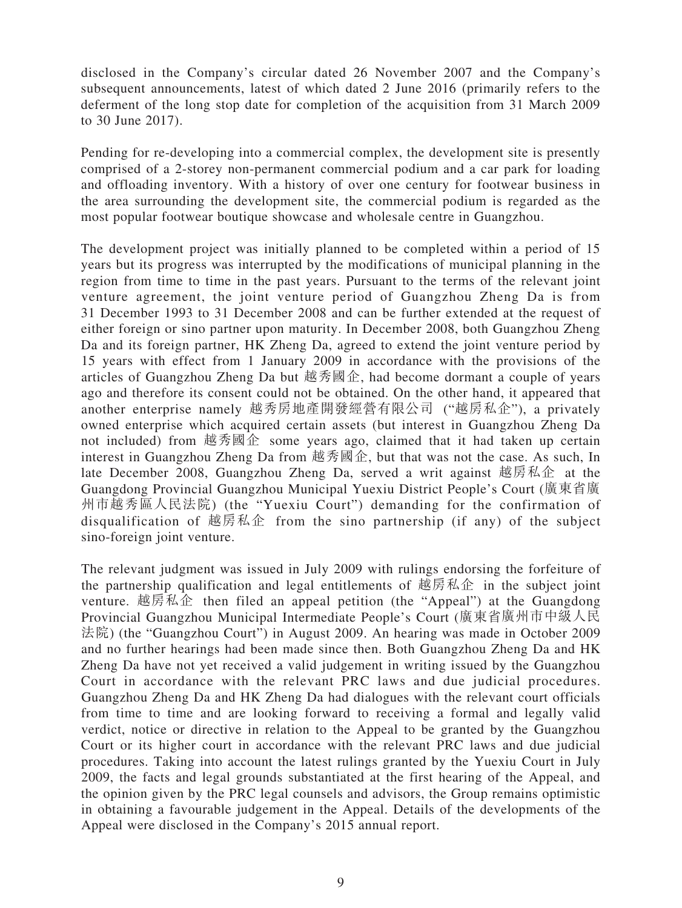disclosed in the Company's circular dated 26 November 2007 and the Company's subsequent announcements, latest of which dated 2 June 2016 (primarily refers to the deferment of the long stop date for completion of the acquisition from 31 March 2009 to 30 June 2017).

Pending for re-developing into a commercial complex, the development site is presently comprised of a 2-storey non-permanent commercial podium and a car park for loading and offloading inventory. With a history of over one century for footwear business in the area surrounding the development site, the commercial podium is regarded as the most popular footwear boutique showcase and wholesale centre in Guangzhou.

The development project was initially planned to be completed within a period of 15 years but its progress was interrupted by the modifications of municipal planning in the region from time to time in the past years. Pursuant to the terms of the relevant joint venture agreement, the joint venture period of Guangzhou Zheng Da is from 31 December 1993 to 31 December 2008 and can be further extended at the request of either foreign or sino partner upon maturity. In December 2008, both Guangzhou Zheng Da and its foreign partner, HK Zheng Da, agreed to extend the joint venture period by 15 years with effect from 1 January 2009 in accordance with the provisions of the articles of Guangzhou Zheng Da but 越秀國企, had become dormant a couple of years ago and therefore its consent could not be obtained. On the other hand, it appeared that another enterprise namely 越秀房地產開發經營有限公司 ("越房私企"), a privately owned enterprise which acquired certain assets (but interest in Guangzhou Zheng Da not included) from 越秀國企 some years ago, claimed that it had taken up certain interest in Guangzhou Zheng Da from 越秀國企, but that was not the case. As such, In late December 2008, Guangzhou Zheng Da, served a writ against 越房私企 at the Guangdong Provincial Guangzhou Municipal Yuexiu District People's Court (廣東省廣州市越秀區人民法院) (the "Yuexiu Court") demanding for the confirmation of disqualification of 越房私企 from the sino partnership (if any) of the subject sino-foreign joint venture.

The relevant judgment was issued in July 2009 with rulings endorsing the forfeiture of the partnership qualification and legal entitlements of 越房私企 in the subject joint venture. 越房私企 then filed an appeal petition (the "Appeal") at the Guangdong Provincial Guangzhou Municipal Intermediate People's Court (廣東省廣州市中級人民法院) (the "Guangzhou Court") in August 2009. An hearing was made in October 2009 and no further hearings had been made since then. Both Guangzhou Zheng Da and HK Zheng Da have not yet received a valid judgement in writing issued by the Guangzhou Court in accordance with the relevant PRC laws and due judicial procedures. Guangzhou Zheng Da and HK Zheng Da had dialogues with the relevant court officials from time to time and are looking forward to receiving a formal and legally valid verdict, notice or directive in relation to the Appeal to be granted by the Guangzhou Court or its higher court in accordance with the relevant PRC laws and due judicial procedures. Taking into account the latest rulings granted by the Yuexiu Court in July 2009, the facts and legal grounds substantiated at the first hearing of the Appeal, and the opinion given by the PRC legal counsels and advisors, the Group remains optimistic in obtaining a favourable judgement in the Appeal. Details of the developments of the Appeal were disclosed in the Company's 2015 annual report.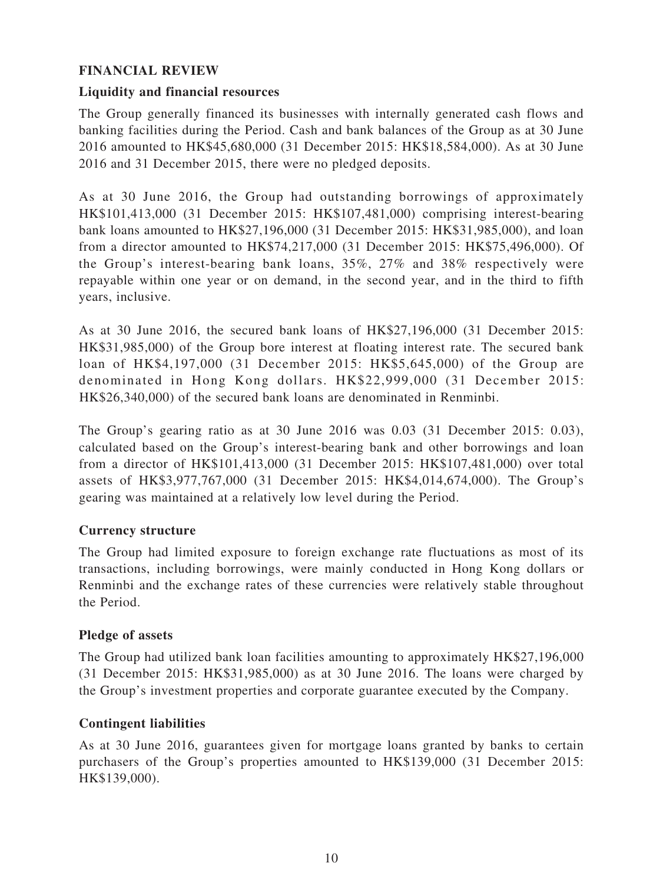## FINANCIAL REVIEW

### Liquidity and financial resources

The Group generally financed its businesses with internally generated cash flows and banking facilities during the Period. Cash and bank balances of the Group as at 30 June 2016 amounted to HK$45,680,000 (31 December 2015: HK$18,584,000). As at 30 June 2016 and 31 December 2015, there were no pledged deposits.

As at 30 June 2016, the Group had outstanding borrowings of approximately HK$101,413,000 (31 December 2015: HK$107,481,000) comprising interest-bearing bank loans amounted to HK$27,196,000 (31 December 2015: HK$31,985,000), and loan from a director amounted to HK$74,217,000 (31 December 2015: HK$75,496,000). Of the Group's interest-bearing bank loans, 35%, 27% and 38% respectively were repayable within one year or on demand, in the second year, and in the third to fifth years, inclusive.

As at 30 June 2016, the secured bank loans of HK$27,196,000 (31 December 2015: HK$31,985,000) of the Group bore interest at floating interest rate. The secured bank loan of HK$4,197,000 (31 December 2015: HK$5,645,000) of the Group are denominated in Hong Kong dollars. HK$22,999,000 (31 December 2015: HK$26,340,000) of the secured bank loans are denominated in Renminbi.

The Group's gearing ratio as at 30 June 2016 was 0.03 (31 December 2015: 0.03), calculated based on the Group's interest-bearing bank and other borrowings and loan from a director of HK$101,413,000 (31 December 2015: HK$107,481,000) over total assets of HK$3,977,767,000 (31 December 2015: HK$4,014,674,000). The Group's gearing was maintained at a relatively low level during the Period.

### Currency structure

The Group had limited exposure to foreign exchange rate fluctuations as most of its transactions, including borrowings, were mainly conducted in Hong Kong dollars or Renminbi and the exchange rates of these currencies were relatively stable throughout the Period.

### Pledge of assets

The Group had utilized bank loan facilities amounting to approximately HK$27,196,000 (31 December 2015: HK$31,985,000) as at 30 June 2016. The loans were charged by the Group's investment properties and corporate guarantee executed by the Company.

### Contingent liabilities

As at 30 June 2016, guarantees given for mortgage loans granted by banks to certain purchasers of the Group's properties amounted to HK$139,000 (31 December 2015: HK$139,000).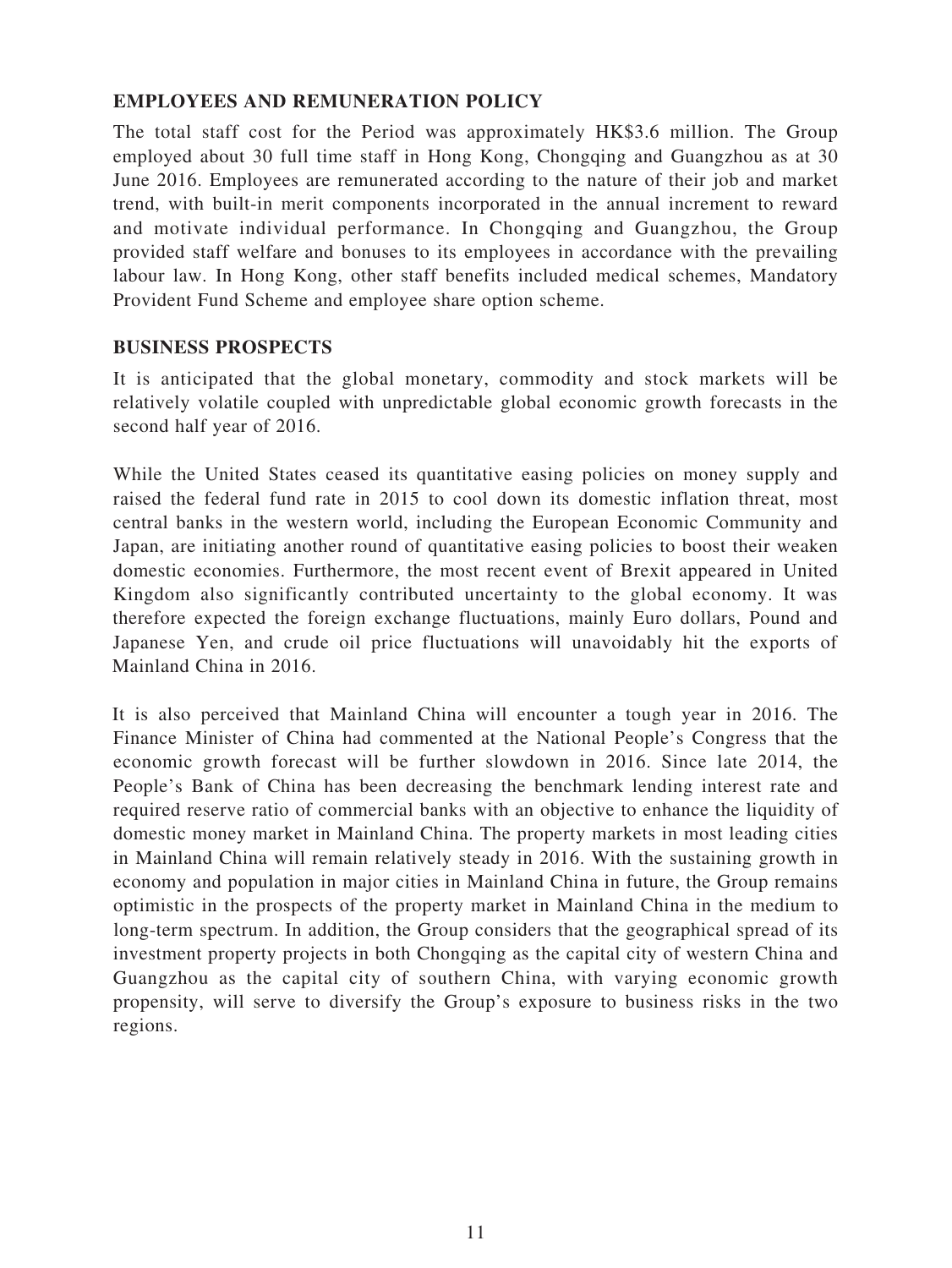## EMPLOYEES AND REMUNERATION POLICY

The total staff cost for the Period was approximately HK$3.6 million. The Group employed about 30 full time staff in Hong Kong, Chongqing and Guangzhou as at 30 June 2016. Employees are remunerated according to the nature of their job and market trend, with built-in merit components incorporated in the annual increment to reward and motivate individual performance. In Chongqing and Guangzhou, the Group provided staff welfare and bonuses to its employees in accordance with the prevailing labour law. In Hong Kong, other staff benefits included medical schemes, Mandatory Provident Fund Scheme and employee share option scheme.

## BUSINESS PROSPECTS

It is anticipated that the global monetary, commodity and stock markets will be relatively volatile coupled with unpredictable global economic growth forecasts in the second half year of 2016.

While the United States ceased its quantitative easing policies on money supply and raised the federal fund rate in 2015 to cool down its domestic inflation threat, most central banks in the western world, including the European Economic Community and Japan, are initiating another round of quantitative easing policies to boost their weaken domestic economies. Furthermore, the most recent event of Brexit appeared in United Kingdom also significantly contributed uncertainty to the global economy. It was therefore expected the foreign exchange fluctuations, mainly Euro dollars, Pound and Japanese Yen, and crude oil price fluctuations will unavoidably hit the exports of Mainland China in 2016.

It is also perceived that Mainland China will encounter a tough year in 2016. The Finance Minister of China had commented at the National People's Congress that the economic growth forecast will be further slowdown in 2016. Since late 2014, the People's Bank of China has been decreasing the benchmark lending interest rate and required reserve ratio of commercial banks with an objective to enhance the liquidity of domestic money market in Mainland China. The property markets in most leading cities in Mainland China will remain relatively steady in 2016. With the sustaining growth in economy and population in major cities in Mainland China in future, the Group remains optimistic in the prospects of the property market in Mainland China in the medium to long-term spectrum. In addition, the Group considers that the geographical spread of its investment property projects in both Chongqing as the capital city of western China and Guangzhou as the capital city of southern China, with varying economic growth propensity, will serve to diversify the Group's exposure to business risks in the two regions.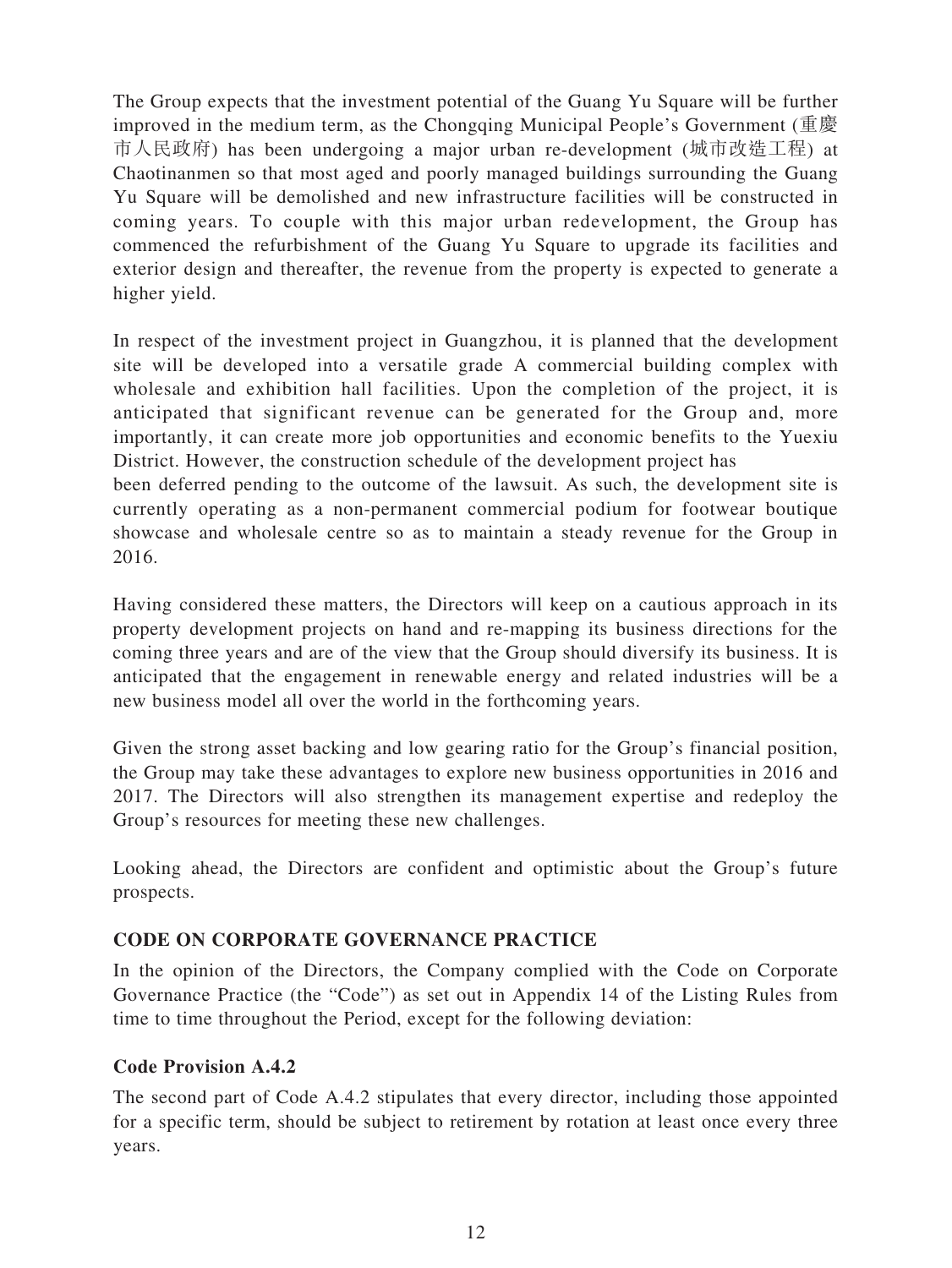The Group expects that the investment potential of the Guang Yu Square will be further improved in the medium term, as the Chongqing Municipal People's Government (重慶市人民政府) has been undergoing a major urban re-development (城市改造工程) at Chaotinanmen so that most aged and poorly managed buildings surrounding the Guang Yu Square will be demolished and new infrastructure facilities will be constructed in coming years. To couple with this major urban redevelopment, the Group has commenced the refurbishment of the Guang Yu Square to upgrade its facilities and exterior design and thereafter, the revenue from the property is expected to generate a higher yield.

In respect of the investment project in Guangzhou, it is planned that the development site will be developed into a versatile grade A commercial building complex with wholesale and exhibition hall facilities. Upon the completion of the project, it is anticipated that significant revenue can be generated for the Group and, more importantly, it can create more job opportunities and economic benefits to the Yuexiu District. However, the construction schedule of the development project has been deferred pending to the outcome of the lawsuit. As such, the development site is currently operating as a non-permanent commercial podium for footwear boutique showcase and wholesale centre so as to maintain a steady revenue for the Group in 2016.

Having considered these matters, the Directors will keep on a cautious approach in its property development projects on hand and re-mapping its business directions for the coming three years and are of the view that the Group should diversify its business. It is anticipated that the engagement in renewable energy and related industries will be a new business model all over the world in the forthcoming years.

Given the strong asset backing and low gearing ratio for the Group's financial position, the Group may take these advantages to explore new business opportunities in 2016 and 2017. The Directors will also strengthen its management expertise and redeploy the Group's resources for meeting these new challenges.

Looking ahead, the Directors are confident and optimistic about the Group's future prospects.

## CODE ON CORPORATE GOVERNANCE PRACTICE

In the opinion of the Directors, the Company complied with the Code on Corporate Governance Practice (the "Code") as set out in Appendix 14 of the Listing Rules from time to time throughout the Period, except for the following deviation:

### Code Provision A.4.2

The second part of Code A.4.2 stipulates that every director, including those appointed for a specific term, should be subject to retirement by rotation at least once every three years.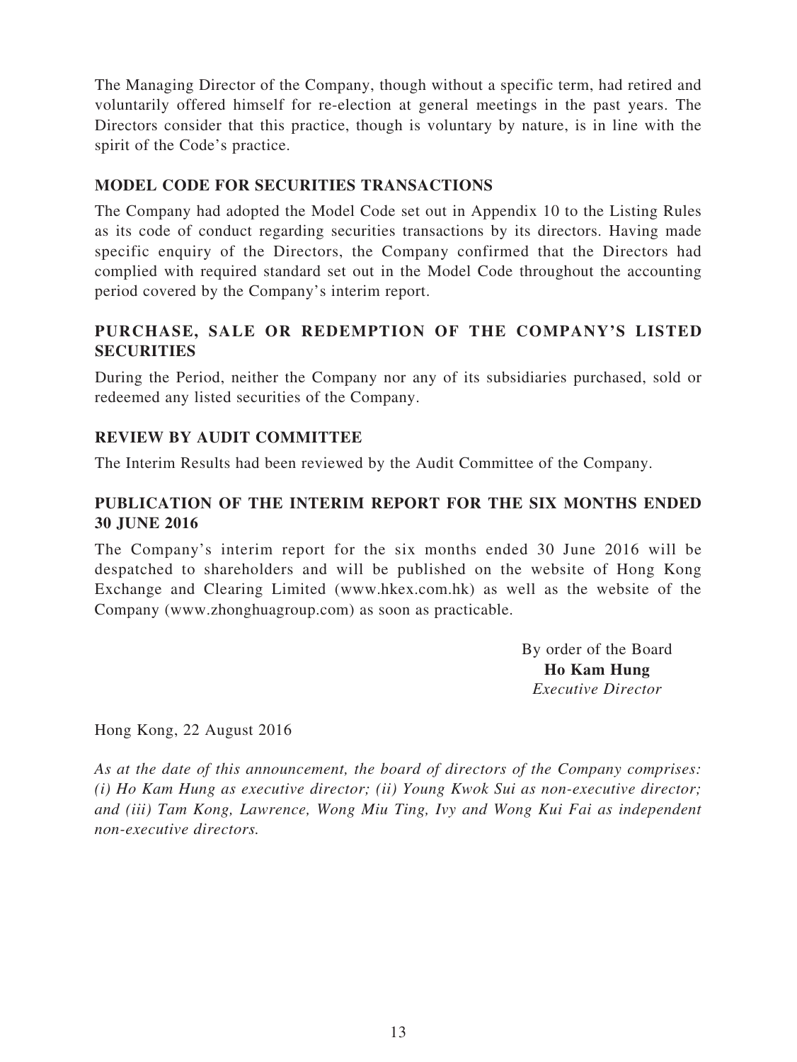The Managing Director of the Company, though without a specific term, had retired and voluntarily offered himself for re-election at general meetings in the past years. The Directors consider that this practice, though is voluntary by nature, is in line with the spirit of the Code's practice.

## MODEL CODE FOR SECURITIES TRANSACTIONS

The Company had adopted the Model Code set out in Appendix 10 to the Listing Rules as its code of conduct regarding securities transactions by its directors. Having made specific enquiry of the Directors, the Company confirmed that the Directors had complied with required standard set out in the Model Code throughout the accounting period covered by the Company's interim report.

## PURCHASE, SALE OR REDEMPTION OF THE COMPANY'S LISTED SECURITIES

During the Period, neither the Company nor any of its subsidiaries purchased, sold or redeemed any listed securities of the Company.

## REVIEW BY AUDIT COMMITTEE

The Interim Results had been reviewed by the Audit Committee of the Company.

## PUBLICATION OF THE INTERIM REPORT FOR THE SIX MONTHS ENDED 30 JUNE 2016

The Company's interim report for the six months ended 30 June 2016 will be despatched to shareholders and will be published on the website of Hong Kong Exchange and Clearing Limited (www.hkex.com.hk) as well as the website of the Company (www.zhonghuagroup.com) as soon as practicable.

By order of the Board
**Ho Kam Hung**
*Executive Director*

Hong Kong, 22 August 2016

*As at the date of this announcement, the board of directors of the Company comprises: (i) Ho Kam Hung as executive director; (ii) Young Kwok Sui as non-executive director; and (iii) Tam Kong, Lawrence, Wong Miu Ting, Ivy and Wong Kui Fai as independent non-executive directors.*